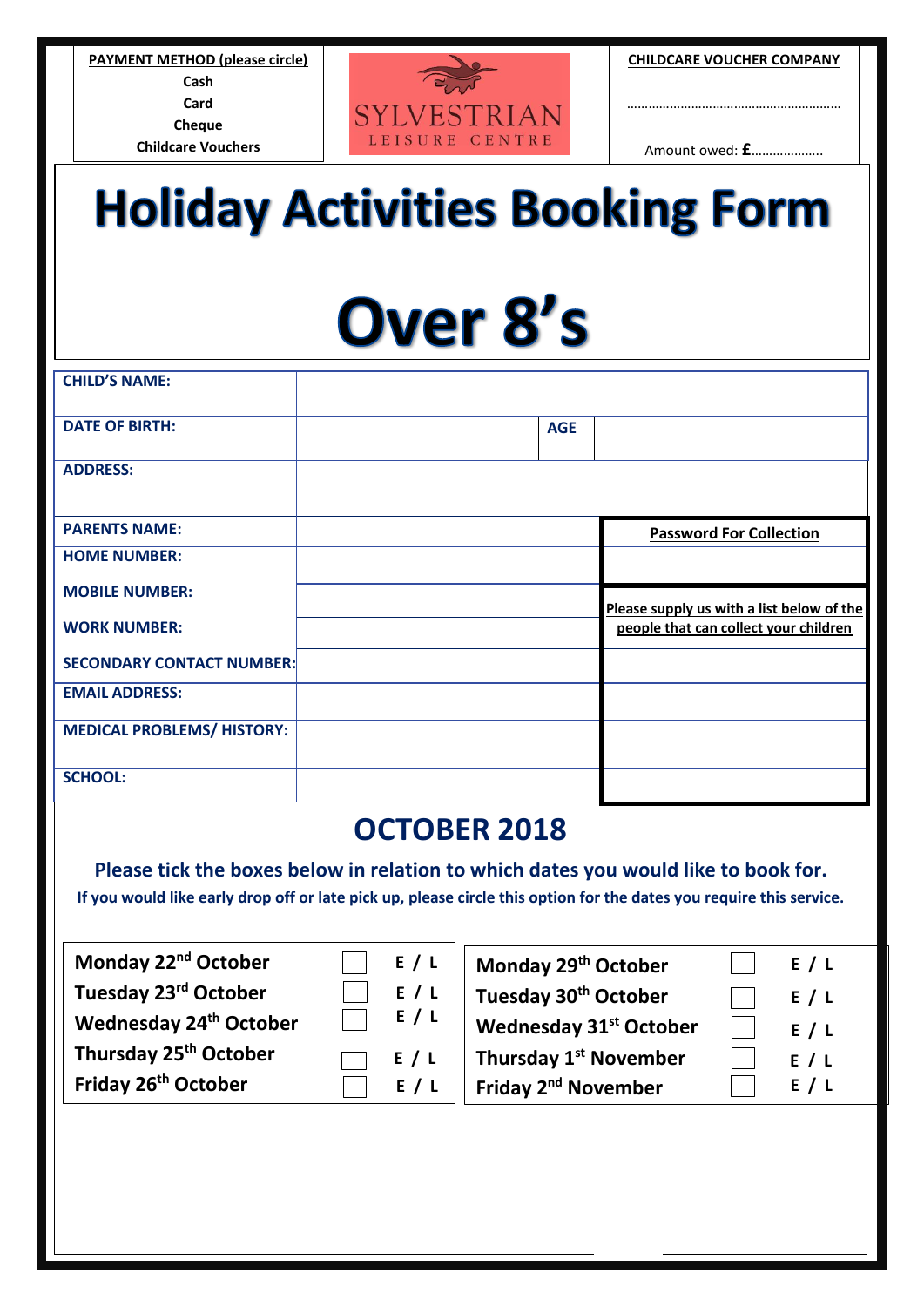| PAYMENT METHOD (please circle) | SYLVESTRIAN LEISURE CENTRE | CHILDCARE VOUCHER COMPANY |
|---|---|---|
| Cash<br>Card<br>Cheque<br>Childcare Vouchers | | ………………………………………………<br><br>Amount owed: **£**……………….. |

# Holiday Activities Booking Form

# Over 8's

| | | | |
|---|---|---|---|
| **CHILD'S NAME:** | | | |
| **DATE OF BIRTH:** | | **AGE** | |
| **ADDRESS:** | | | |

| | | |
|---|---|---|
| **PARENTS NAME:** | | **Password For Collection** |
| **HOME NUMBER:** | | |
| **MOBILE NUMBER:** | | **Please supply us with a list below of the people that can collect your children** |
| **WORK NUMBER:** | | |
| **SECONDARY CONTACT NUMBER:** | | |
| **EMAIL ADDRESS:** | | |
| **MEDICAL PROBLEMS/ HISTORY:** | | |
| **SCHOOL:** | | |

## OCTOBER 2018

**Please tick the boxes below in relation to which dates you would like to book for.**

**If you would like early drop off or late pick up, please circle this option for the dates you require this service.**

| | | | | | |
|---|---|---|---|---|---|
| **Monday 22nd October** | ☐ | **E / L** | **Monday 29th October** | ☐ | **E / L** |
| **Tuesday 23rd October** | ☐ | **E / L** | **Tuesday 30th October** | ☐ | **E / L** |
| **Wednesday 24th October** | ☐ | **E / L** | **Wednesday 31st October** | ☐ | **E / L** |
| **Thursday 25th October** | ☐ | **E / L** | **Thursday 1st November** | ☐ | **E / L** |
| **Friday 26th October** | ☐ | **E / L** | **Friday 2nd November** | ☐ | **E / L** |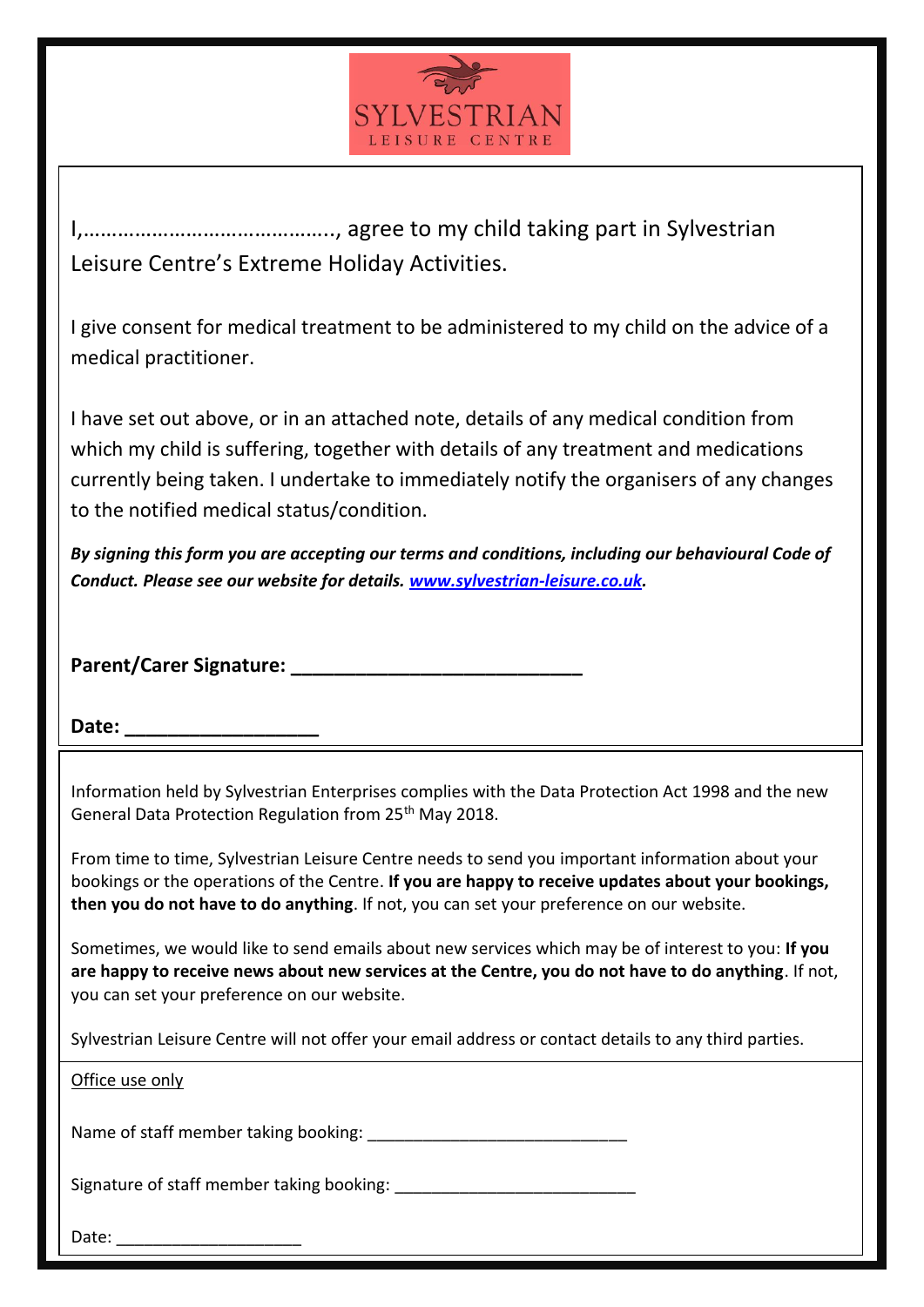SYLVESTRIAN
LEISURE CENTRE

I,…………………………………….., agree to my child taking part in Sylvestrian Leisure Centre's Extreme Holiday Activities.

I give consent for medical treatment to be administered to my child on the advice of a medical practitioner.

I have set out above, or in an attached note, details of any medical condition from which my child is suffering, together with details of any treatment and medications currently being taken. I undertake to immediately notify the organisers of any changes to the notified medical status/condition.

***By signing this form you are accepting our terms and conditions, including our behavioural Code of Conduct. Please see our website for details. [www.sylvestrian-leisure.co.uk](http://www.sylvestrian-leisure.co.uk).***

**Parent/Carer Signature: ___________________________**

**Date: __________________**

Information held by Sylvestrian Enterprises complies with the Data Protection Act 1998 and the new General Data Protection Regulation from 25th May 2018.

From time to time, Sylvestrian Leisure Centre needs to send you important information about your bookings or the operations of the Centre. **If you are happy to receive updates about your bookings, then you do not have to do anything**. If not, you can set your preference on our website.

Sometimes, we would like to send emails about new services which may be of interest to you: **If you are happy to receive news about new services at the Centre, you do not have to do anything**. If not, you can set your preference on our website.

Sylvestrian Leisure Centre will not offer your email address or contact details to any third parties.

Office use only

Name of staff member taking booking: ____________________________

Signature of staff member taking booking: __________________________

Date: ____________________